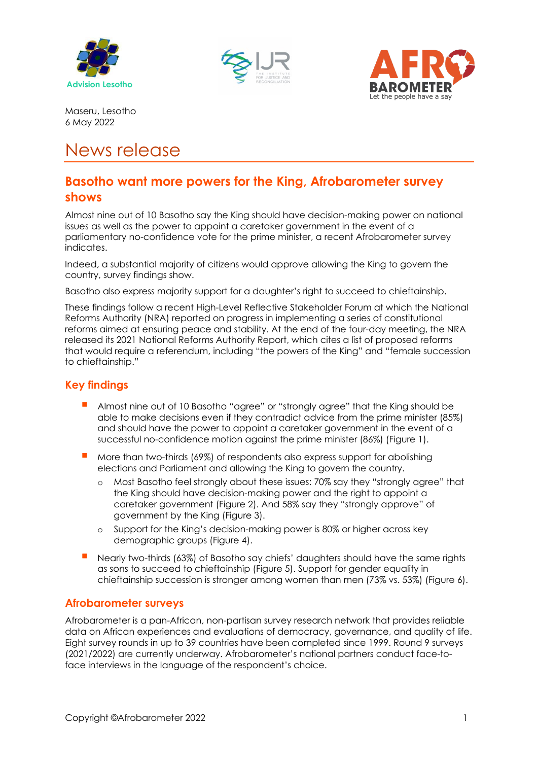Advision Lesotho

Maseru, Lesotho
6 May 2022

# News release

## Basotho want more powers for the King, Afrobarometer survey shows

Almost nine out of 10 Basotho say the King should have decision-making power on national issues as well as the power to appoint a caretaker government in the event of a parliamentary no-confidence vote for the prime minister, a recent Afrobarometer survey indicates.

Indeed, a substantial majority of citizens would approve allowing the King to govern the country, survey findings show.

Basotho also express majority support for a daughter's right to succeed to chieftainship.

These findings follow a recent High-Level Reflective Stakeholder Forum at which the National Reforms Authority (NRA) reported on progress in implementing a series of constitutional reforms aimed at ensuring peace and stability. At the end of the four-day meeting, the NRA released its 2021 National Reforms Authority Report, which cites a list of proposed reforms that would require a referendum, including "the powers of the King" and "female succession to chieftainship."

### Key findings

- Almost nine out of 10 Basotho "agree" or "strongly agree" that the King should be able to make decisions even if they contradict advice from the prime minister (85%) and should have the power to appoint a caretaker government in the event of a successful no-confidence motion against the prime minister (86%) (Figure 1).
- More than two-thirds (69%) of respondents also express support for abolishing elections and Parliament and allowing the King to govern the country.
  - Most Basotho feel strongly about these issues: 70% say they "strongly agree" that the King should have decision-making power and the right to appoint a caretaker government (Figure 2). And 58% say they "strongly approve" of government by the King (Figure 3).
  - Support for the King's decision-making power is 80% or higher across key demographic groups (Figure 4).
- Nearly two-thirds (63%) of Basotho say chiefs' daughters should have the same rights as sons to succeed to chieftainship (Figure 5). Support for gender equality in chieftainship succession is stronger among women than men (73% vs. 53%) (Figure 6).

### Afrobarometer surveys

Afrobarometer is a pan-African, non-partisan survey research network that provides reliable data on African experiences and evaluations of democracy, governance, and quality of life. Eight survey rounds in up to 39 countries have been completed since 1999. Round 9 surveys (2021/2022) are currently underway. Afrobarometer's national partners conduct face-to-face interviews in the language of the respondent's choice.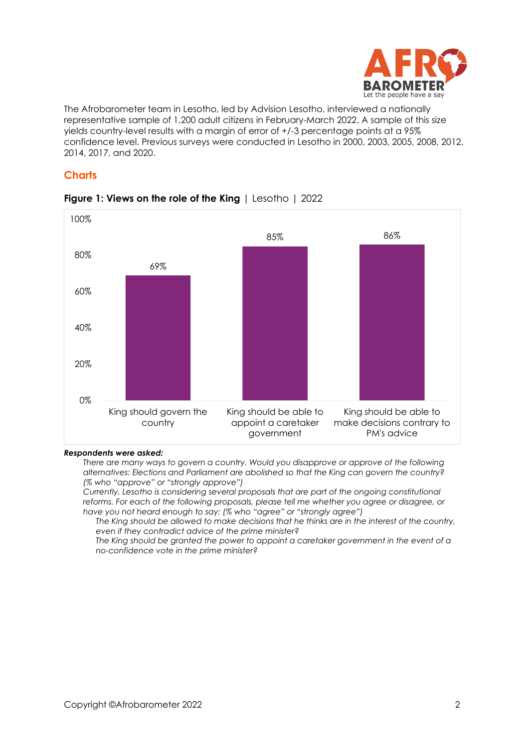The Afrobarometer team in Lesotho, led by Advision Lesotho, interviewed a nationally representative sample of 1,200 adult citizens in February-March 2022. A sample of this size yields country-level results with a margin of error of +/-3 percentage points at a 95% confidence level. Previous surveys were conducted in Lesotho in 2000, 2003, 2005, 2008, 2012, 2014, 2017, and 2020.

## Charts

**Figure 1: Views on the role of the King** | Lesotho | 2022

| | % |
|---|---|
| King should govern the country | 69% |
| King should be able to appoint a caretaker government | 85% |
| King should be able to make decisions contrary to PM's advice | 86% |

***Respondents were asked:***

*There are many ways to govern a country. Would you disapprove or approve of the following alternatives: Elections and Parliament are abolished so that the King can govern the country? (% who "approve" or "strongly approve")*

*Currently, Lesotho is considering several proposals that are part of the ongoing constitutional reforms. For each of the following proposals, please tell me whether you agree or disagree, or have you not heard enough to say: (% who "agree" or "strongly agree")*

*The King should be allowed to make decisions that he thinks are in the interest of the country, even if they contradict advice of the prime minister?*

*The King should be granted the power to appoint a caretaker government in the event of a no-confidence vote in the prime minister?*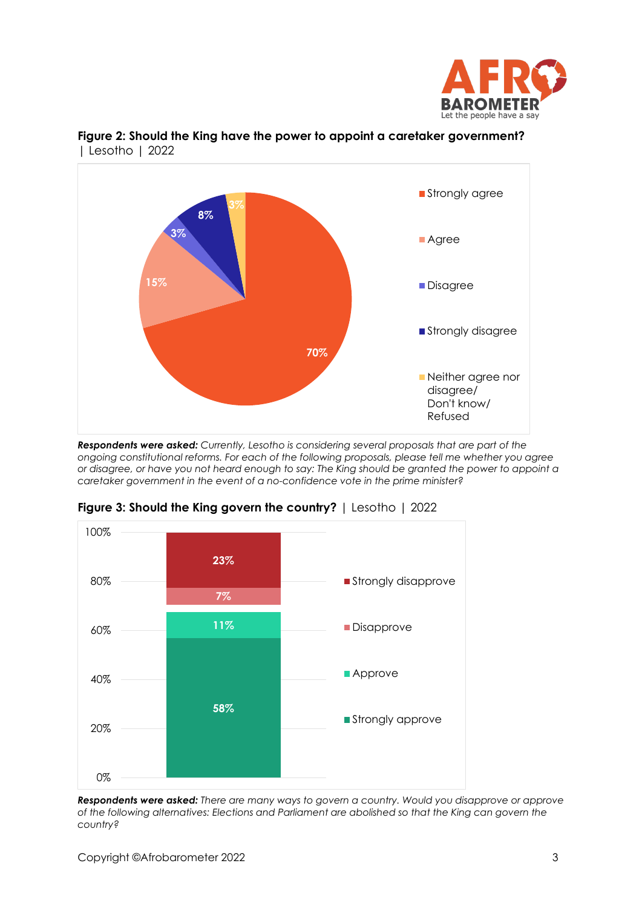**Figure 2: Should the King have the power to appoint a caretaker government?** | Lesotho | 2022

| Response | Percentage |
| --- | --- |
| Strongly agree | 70% |
| Agree | 15% |
| Disagree | 3% |
| Strongly disagree | 8% |
| Neither agree nor disagree/ Don't know/ Refused | 3% |

***Respondents were asked:*** *Currently, Lesotho is considering several proposals that are part of the ongoing constitutional reforms. For each of the following proposals, please tell me whether you agree or disagree, or have you not heard enough to say: The King should be granted the power to appoint a caretaker government in the event of a no-confidence vote in the prime minister?*

**Figure 3: Should the King govern the country?** | Lesotho | 2022

| Response | Percentage |
| --- | --- |
| Strongly disapprove | 23% |
| Disapprove | 7% |
| Approve | 11% |
| Strongly approve | 58% |

***Respondents were asked:*** *There are many ways to govern a country. Would you disapprove or approve of the following alternatives: Elections and Parliament are abolished so that the King can govern the country?*

Copyright ©Afrobarometer 2022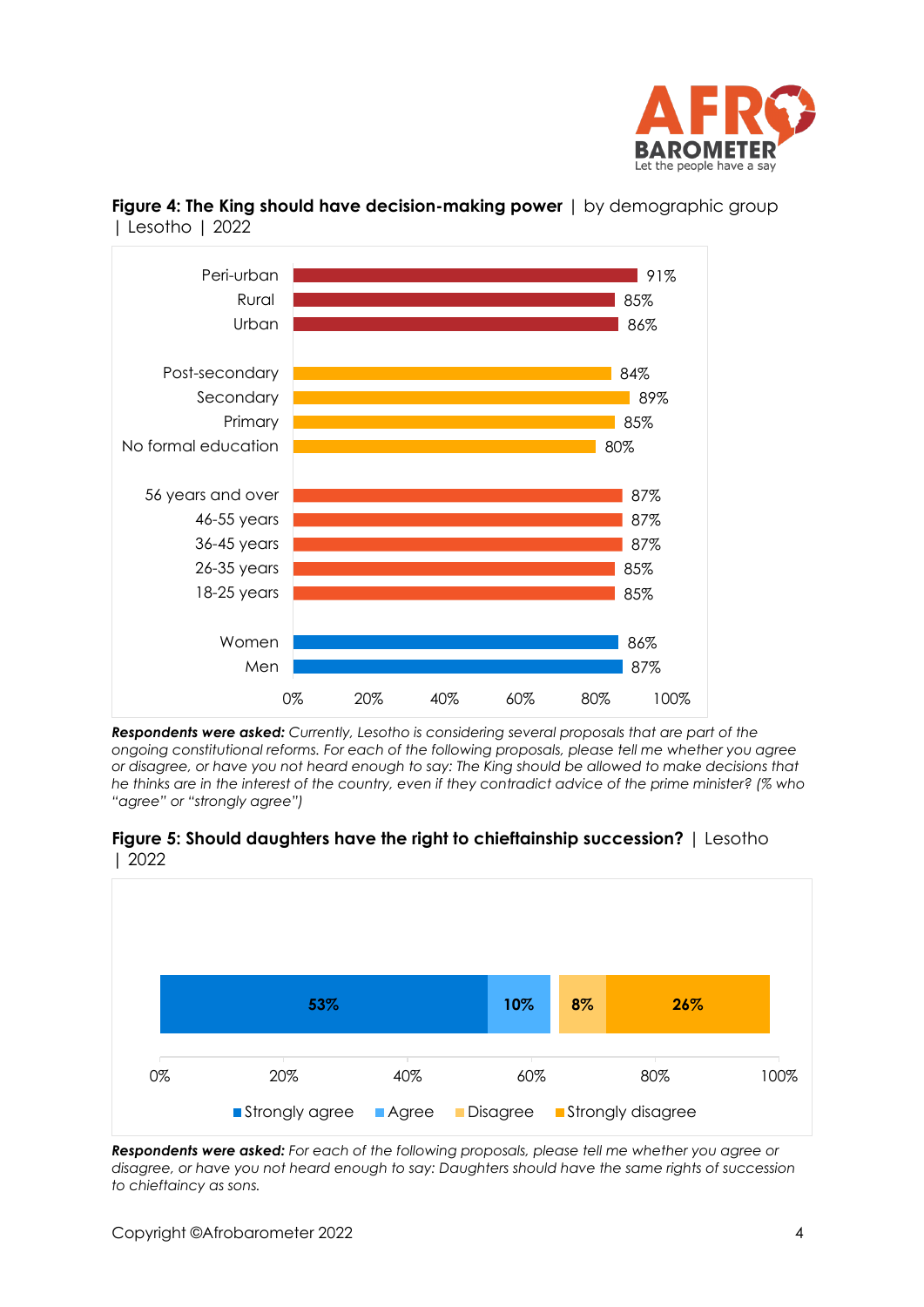**Figure 4: The King should have decision-making power** | by demographic group | Lesotho | 2022

| Group | % |
|---|---|
| Peri-urban | 91% |
| Rural | 85% |
| Urban | 86% |
| Post-secondary | 84% |
| Secondary | 89% |
| Primary | 85% |
| No formal education | 80% |
| 56 years and over | 87% |
| 46-55 years | 87% |
| 36-45 years | 87% |
| 26-35 years | 85% |
| 18-25 years | 85% |
| Women | 86% |
| Men | 87% |

***Respondents were asked:*** *Currently, Lesotho is considering several proposals that are part of the ongoing constitutional reforms. For each of the following proposals, please tell me whether you agree or disagree, or have you not heard enough to say: The King should be allowed to make decisions that he thinks are in the interest of the country, even if they contradict advice of the prime minister? (% who "agree" or "strongly agree")*

**Figure 5: Should daughters have the right to chieftainship succession?** | Lesotho | 2022

| Strongly agree | Agree | Disagree | Strongly disagree |
|---|---|---|---|
| 53% | 10% | 8% | 26% |

***Respondents were asked:*** *For each of the following proposals, please tell me whether you agree or disagree, or have you not heard enough to say: Daughters should have the same rights of succession to chieftaincy as sons.*

Copyright ©Afrobarometer 2022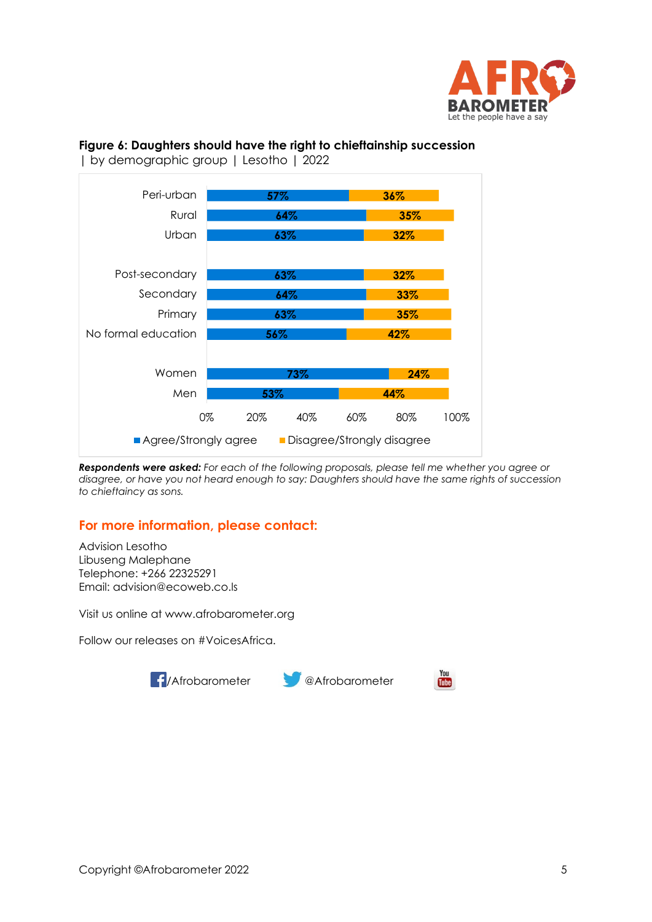**Figure 6: Daughters should have the right to chieftainship succession** | by demographic group | Lesotho | 2022

Peri-urban 57% 36%
Rural 64% 35%
Urban 63% 32%
Post-secondary 63% 32%
Secondary 64% 33%
Primary 63% 35%
No formal education 56% 42%
Women 73% 24%
Men 53% 44%

0% 20% 40% 60% 80% 100%

Agree/Strongly agree
Disagree/Strongly disagree

***Respondents were asked:*** *For each of the following proposals, please tell me whether you agree or disagree, or have you not heard enough to say: Daughters should have the same rights of succession to chieftaincy as sons.*

## For more information, please contact:

Advision Lesotho
Libuseng Malephane
Telephone: +266 22325291
Email: advision@ecoweb.co.ls

Visit us online at www.afrobarometer.org

Follow our releases on #VoicesAfrica.

/Afrobarometer @Afrobarometer

Copyright ©Afrobarometer 2022